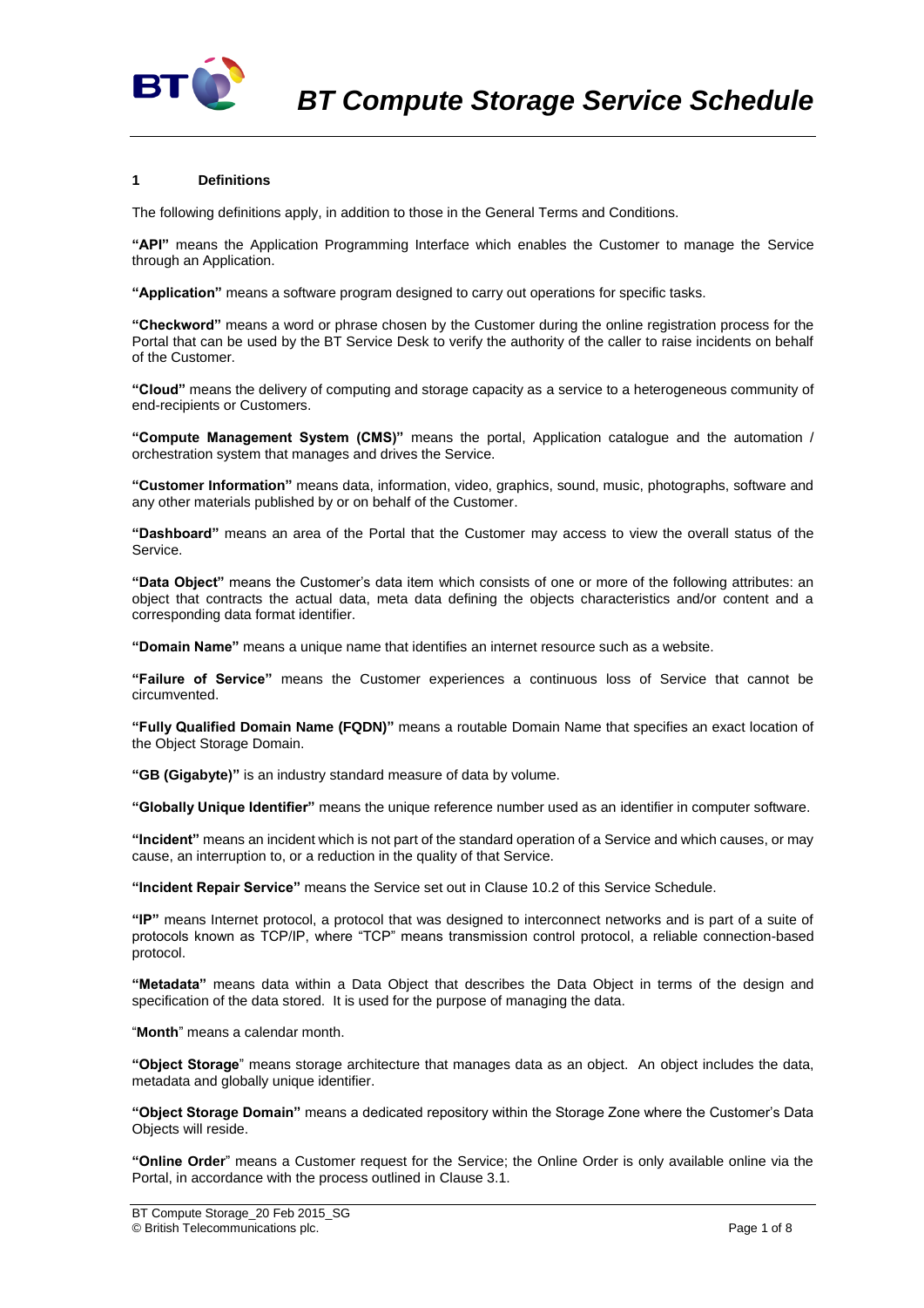# BT Compute Storage Service Schedule

## 1 Definitions

The following definitions apply, in addition to those in the General Terms and Conditions.

**"API"** means the Application Programming Interface which enables the Customer to manage the Service through an Application.

**"Application"** means a software program designed to carry out operations for specific tasks.

**"Checkword"** means a word or phrase chosen by the Customer during the online registration process for the Portal that can be used by the BT Service Desk to verify the authority of the caller to raise incidents on behalf of the Customer.

**"Cloud"** means the delivery of computing and storage capacity as a service to a heterogeneous community of end-recipients or Customers.

**"Compute Management System (CMS)"** means the portal, Application catalogue and the automation / orchestration system that manages and drives the Service.

**"Customer Information"** means data, information, video, graphics, sound, music, photographs, software and any other materials published by or on behalf of the Customer.

**"Dashboard"** means an area of the Portal that the Customer may access to view the overall status of the Service.

**"Data Object"** means the Customer's data item which consists of one or more of the following attributes: an object that contracts the actual data, meta data defining the objects characteristics and/or content and a corresponding data format identifier.

**"Domain Name"** means a unique name that identifies an internet resource such as a website.

**"Failure of Service"** means the Customer experiences a continuous loss of Service that cannot be circumvented.

**"Fully Qualified Domain Name (FQDN)"** means a routable Domain Name that specifies an exact location of the Object Storage Domain.

**"GB (Gigabyte)"** is an industry standard measure of data by volume.

**"Globally Unique Identifier"** means the unique reference number used as an identifier in computer software.

**"Incident"** means an incident which is not part of the standard operation of a Service and which causes, or may cause, an interruption to, or a reduction in the quality of that Service.

**"Incident Repair Service"** means the Service set out in Clause 10.2 of this Service Schedule.

**"IP"** means Internet protocol, a protocol that was designed to interconnect networks and is part of a suite of protocols known as TCP/IP, where "TCP" means transmission control protocol, a reliable connection-based protocol.

**"Metadata"** means data within a Data Object that describes the Data Object in terms of the design and specification of the data stored. It is used for the purpose of managing the data.

"**Month**" means a calendar month.

**"Object Storage**" means storage architecture that manages data as an object. An object includes the data, metadata and globally unique identifier.

**"Object Storage Domain"** means a dedicated repository within the Storage Zone where the Customer's Data Objects will reside.

**"Online Order**" means a Customer request for the Service; the Online Order is only available online via the Portal, in accordance with the process outlined in Clause 3.1.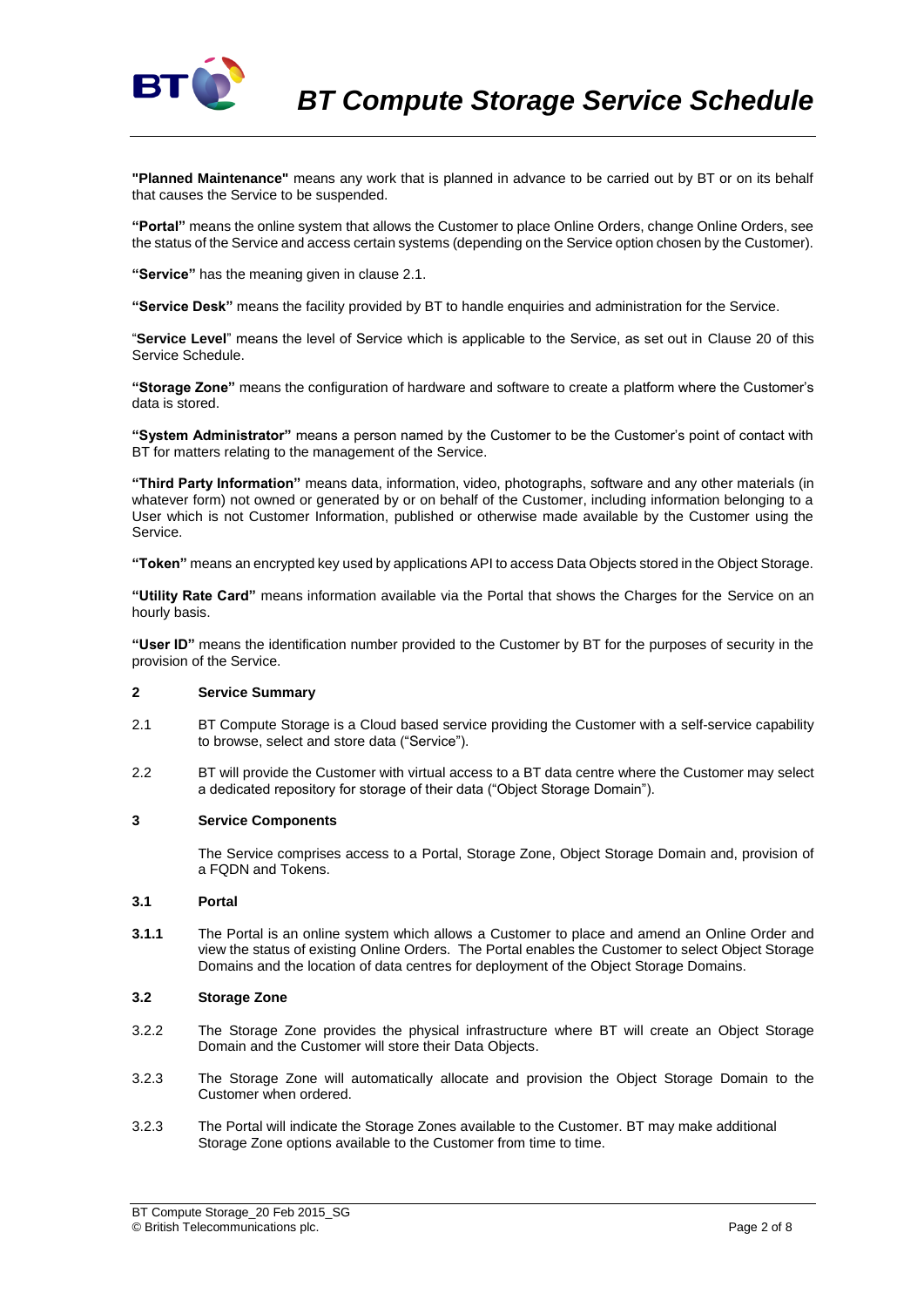**"Planned Maintenance"** means any work that is planned in advance to be carried out by BT or on its behalf that causes the Service to be suspended.

**"Portal"** means the online system that allows the Customer to place Online Orders, change Online Orders, see the status of the Service and access certain systems (depending on the Service option chosen by the Customer).

**"Service"** has the meaning given in clause 2.1.

**"Service Desk"** means the facility provided by BT to handle enquiries and administration for the Service.

"**Service Level**" means the level of Service which is applicable to the Service, as set out in Clause 20 of this Service Schedule.

**"Storage Zone"** means the configuration of hardware and software to create a platform where the Customer's data is stored.

**"System Administrator"** means a person named by the Customer to be the Customer's point of contact with BT for matters relating to the management of the Service.

**"Third Party Information"** means data, information, video, photographs, software and any other materials (in whatever form) not owned or generated by or on behalf of the Customer, including information belonging to a User which is not Customer Information, published or otherwise made available by the Customer using the Service.

**"Token"** means an encrypted key used by applications API to access Data Objects stored in the Object Storage.

**"Utility Rate Card"** means information available via the Portal that shows the Charges for the Service on an hourly basis.

**"User ID"** means the identification number provided to the Customer by BT for the purposes of security in the provision of the Service.

## 2 Service Summary

2.1 BT Compute Storage is a Cloud based service providing the Customer with a self-service capability to browse, select and store data ("Service").

2.2 BT will provide the Customer with virtual access to a BT data centre where the Customer may select a dedicated repository for storage of their data ("Object Storage Domain").

## 3 Service Components

The Service comprises access to a Portal, Storage Zone, Object Storage Domain and, provision of a FQDN and Tokens.

### 3.1 Portal

**3.1.1** The Portal is an online system which allows a Customer to place and amend an Online Order and view the status of existing Online Orders. The Portal enables the Customer to select Object Storage Domains and the location of data centres for deployment of the Object Storage Domains.

### 3.2 Storage Zone

3.2.2 The Storage Zone provides the physical infrastructure where BT will create an Object Storage Domain and the Customer will store their Data Objects.

3.2.3 The Storage Zone will automatically allocate and provision the Object Storage Domain to the Customer when ordered.

3.2.3 The Portal will indicate the Storage Zones available to the Customer. BT may make additional Storage Zone options available to the Customer from time to time.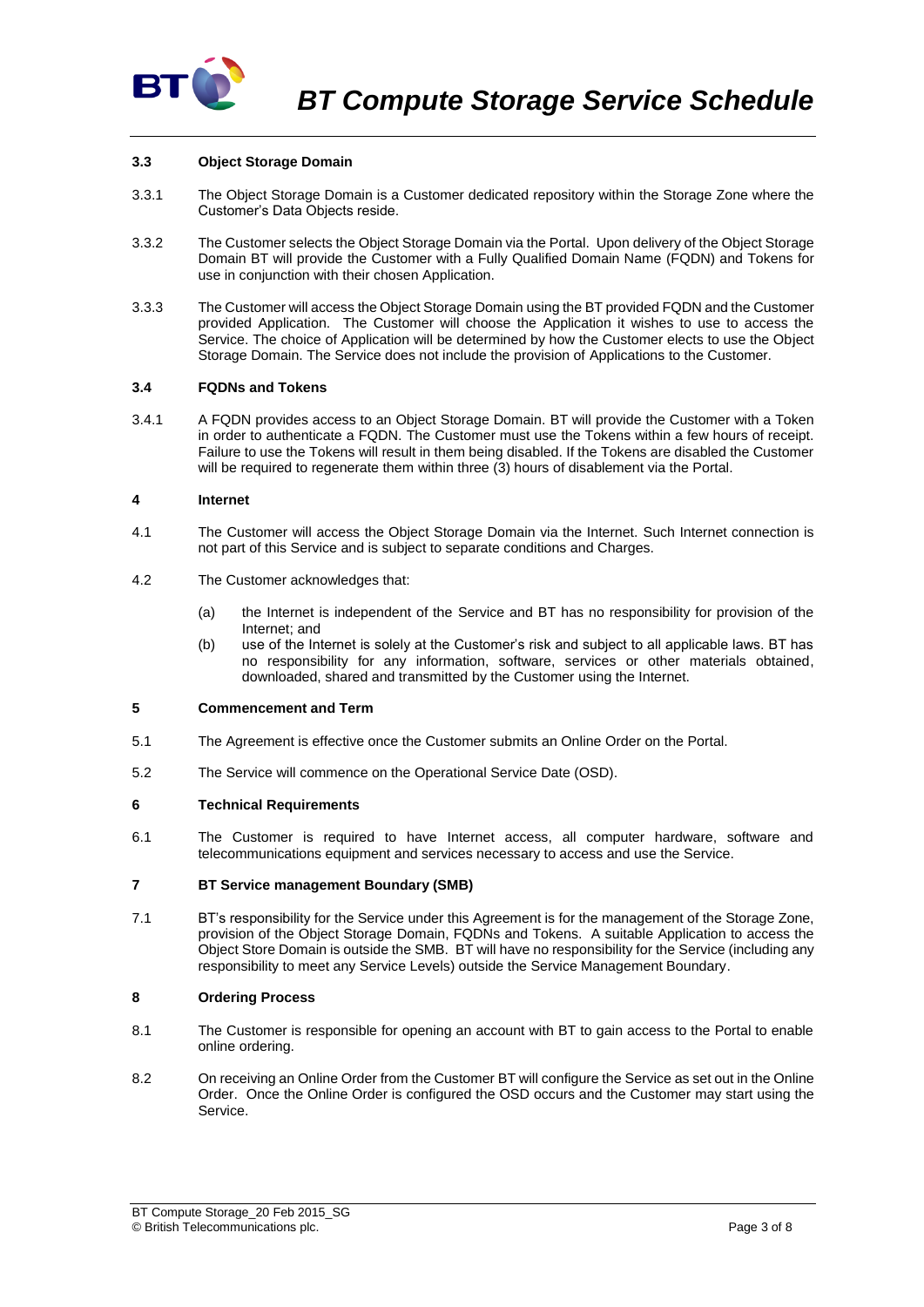### 3.3 Object Storage Domain

3.3.1 The Object Storage Domain is a Customer dedicated repository within the Storage Zone where the Customer's Data Objects reside.

3.3.2 The Customer selects the Object Storage Domain via the Portal. Upon delivery of the Object Storage Domain BT will provide the Customer with a Fully Qualified Domain Name (FQDN) and Tokens for use in conjunction with their chosen Application.

3.3.3 The Customer will access the Object Storage Domain using the BT provided FQDN and the Customer provided Application. The Customer will choose the Application it wishes to use to access the Service. The choice of Application will be determined by how the Customer elects to use the Object Storage Domain. The Service does not include the provision of Applications to the Customer.

### 3.4 FQDNs and Tokens

3.4.1 A FQDN provides access to an Object Storage Domain. BT will provide the Customer with a Token in order to authenticate a FQDN. The Customer must use the Tokens within a few hours of receipt. Failure to use the Tokens will result in them being disabled. If the Tokens are disabled the Customer will be required to regenerate them within three (3) hours of disablement via the Portal.

## 4 Internet

4.1 The Customer will access the Object Storage Domain via the Internet. Such Internet connection is not part of this Service and is subject to separate conditions and Charges.

4.2 The Customer acknowledges that:

(a) the Internet is independent of the Service and BT has no responsibility for provision of the Internet; and

(b) use of the Internet is solely at the Customer's risk and subject to all applicable laws. BT has no responsibility for any information, software, services or other materials obtained, downloaded, shared and transmitted by the Customer using the Internet.

## 5 Commencement and Term

5.1 The Agreement is effective once the Customer submits an Online Order on the Portal.

5.2 The Service will commence on the Operational Service Date (OSD).

## 6 Technical Requirements

6.1 The Customer is required to have Internet access, all computer hardware, software and telecommunications equipment and services necessary to access and use the Service.

## 7 BT Service management Boundary (SMB)

7.1 BT's responsibility for the Service under this Agreement is for the management of the Storage Zone, provision of the Object Storage Domain, FQDNs and Tokens. A suitable Application to access the Object Store Domain is outside the SMB. BT will have no responsibility for the Service (including any responsibility to meet any Service Levels) outside the Service Management Boundary.

## 8 Ordering Process

8.1 The Customer is responsible for opening an account with BT to gain access to the Portal to enable online ordering.

8.2 On receiving an Online Order from the Customer BT will configure the Service as set out in the Online Order. Once the Online Order is configured the OSD occurs and the Customer may start using the Service.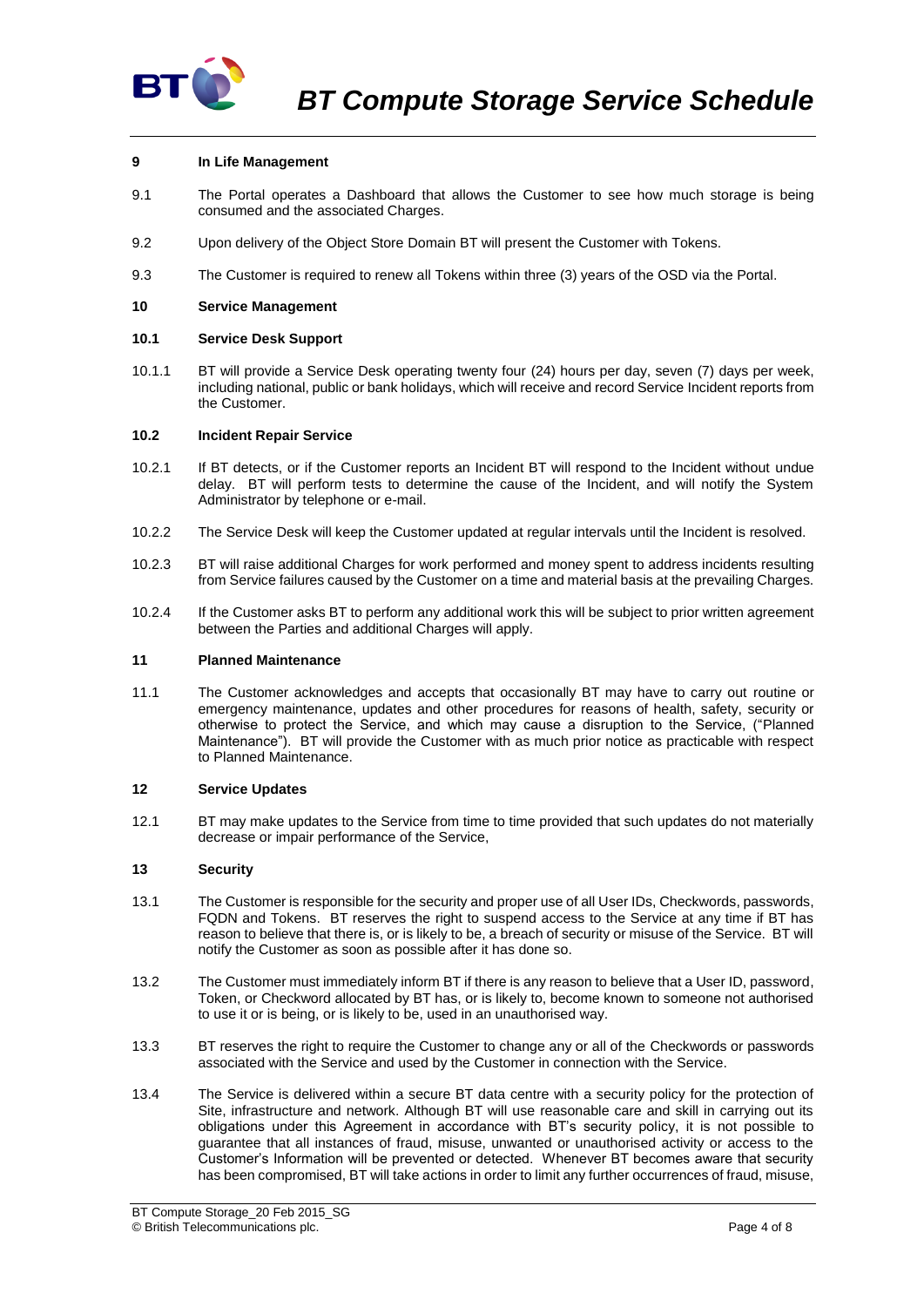## 9 In Life Management

9.1 The Portal operates a Dashboard that allows the Customer to see how much storage is being consumed and the associated Charges.

9.2 Upon delivery of the Object Store Domain BT will present the Customer with Tokens.

9.3 The Customer is required to renew all Tokens within three (3) years of the OSD via the Portal.

## 10 Service Management

### 10.1 Service Desk Support

10.1.1 BT will provide a Service Desk operating twenty four (24) hours per day, seven (7) days per week, including national, public or bank holidays, which will receive and record Service Incident reports from the Customer.

### 10.2 Incident Repair Service

10.2.1 If BT detects, or if the Customer reports an Incident BT will respond to the Incident without undue delay. BT will perform tests to determine the cause of the Incident, and will notify the System Administrator by telephone or e-mail.

10.2.2 The Service Desk will keep the Customer updated at regular intervals until the Incident is resolved.

10.2.3 BT will raise additional Charges for work performed and money spent to address incidents resulting from Service failures caused by the Customer on a time and material basis at the prevailing Charges.

10.2.4 If the Customer asks BT to perform any additional work this will be subject to prior written agreement between the Parties and additional Charges will apply.

## 11 Planned Maintenance

11.1 The Customer acknowledges and accepts that occasionally BT may have to carry out routine or emergency maintenance, updates and other procedures for reasons of health, safety, security or otherwise to protect the Service, and which may cause a disruption to the Service, ("Planned Maintenance"). BT will provide the Customer with as much prior notice as practicable with respect to Planned Maintenance.

## 12 Service Updates

12.1 BT may make updates to the Service from time to time provided that such updates do not materially decrease or impair performance of the Service,

## 13 Security

13.1 The Customer is responsible for the security and proper use of all User IDs, Checkwords, passwords, FQDN and Tokens. BT reserves the right to suspend access to the Service at any time if BT has reason to believe that there is, or is likely to be, a breach of security or misuse of the Service. BT will notify the Customer as soon as possible after it has done so.

13.2 The Customer must immediately inform BT if there is any reason to believe that a User ID, password, Token, or Checkword allocated by BT has, or is likely to, become known to someone not authorised to use it or is being, or is likely to be, used in an unauthorised way.

13.3 BT reserves the right to require the Customer to change any or all of the Checkwords or passwords associated with the Service and used by the Customer in connection with the Service.

13.4 The Service is delivered within a secure BT data centre with a security policy for the protection of Site, infrastructure and network. Although BT will use reasonable care and skill in carrying out its obligations under this Agreement in accordance with BT's security policy, it is not possible to guarantee that all instances of fraud, misuse, unwanted or unauthorised activity or access to the Customer's Information will be prevented or detected. Whenever BT becomes aware that security has been compromised, BT will take actions in order to limit any further occurrences of fraud, misuse,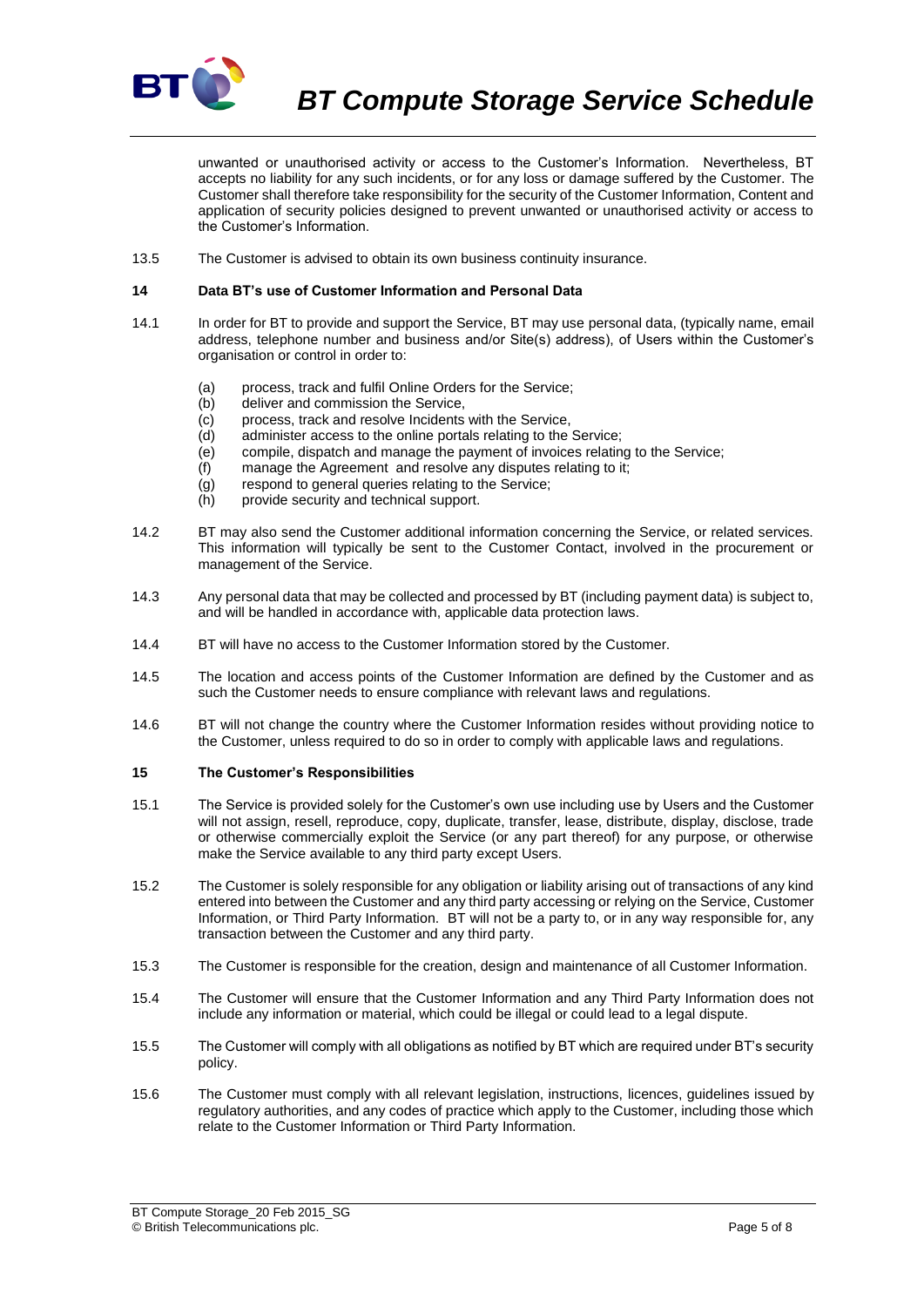unwanted or unauthorised activity or access to the Customer's Information. Nevertheless, BT accepts no liability for any such incidents, or for any loss or damage suffered by the Customer. The Customer shall therefore take responsibility for the security of the Customer Information, Content and application of security policies designed to prevent unwanted or unauthorised activity or access to the Customer's Information.

13.5 The Customer is advised to obtain its own business continuity insurance.

**14 Data BT's use of Customer Information and Personal Data**

14.1 In order for BT to provide and support the Service, BT may use personal data, (typically name, email address, telephone number and business and/or Site(s) address), of Users within the Customer's organisation or control in order to:

(a) process, track and fulfil Online Orders for the Service;
(b) deliver and commission the Service,
(c) process, track and resolve Incidents with the Service,
(d) administer access to the online portals relating to the Service;
(e) compile, dispatch and manage the payment of invoices relating to the Service;
(f) manage the Agreement and resolve any disputes relating to it;
(g) respond to general queries relating to the Service;
(h) provide security and technical support.

14.2 BT may also send the Customer additional information concerning the Service, or related services. This information will typically be sent to the Customer Contact, involved in the procurement or management of the Service.

14.3 Any personal data that may be collected and processed by BT (including payment data) is subject to, and will be handled in accordance with, applicable data protection laws.

14.4 BT will have no access to the Customer Information stored by the Customer.

14.5 The location and access points of the Customer Information are defined by the Customer and as such the Customer needs to ensure compliance with relevant laws and regulations.

14.6 BT will not change the country where the Customer Information resides without providing notice to the Customer, unless required to do so in order to comply with applicable laws and regulations.

**15 The Customer's Responsibilities**

15.1 The Service is provided solely for the Customer's own use including use by Users and the Customer will not assign, resell, reproduce, copy, duplicate, transfer, lease, distribute, display, disclose, trade or otherwise commercially exploit the Service (or any part thereof) for any purpose, or otherwise make the Service available to any third party except Users.

15.2 The Customer is solely responsible for any obligation or liability arising out of transactions of any kind entered into between the Customer and any third party accessing or relying on the Service, Customer Information, or Third Party Information. BT will not be a party to, or in any way responsible for, any transaction between the Customer and any third party.

15.3 The Customer is responsible for the creation, design and maintenance of all Customer Information.

15.4 The Customer will ensure that the Customer Information and any Third Party Information does not include any information or material, which could be illegal or could lead to a legal dispute.

15.5 The Customer will comply with all obligations as notified by BT which are required under BT's security policy.

15.6 The Customer must comply with all relevant legislation, instructions, licences, guidelines issued by regulatory authorities, and any codes of practice which apply to the Customer, including those which relate to the Customer Information or Third Party Information.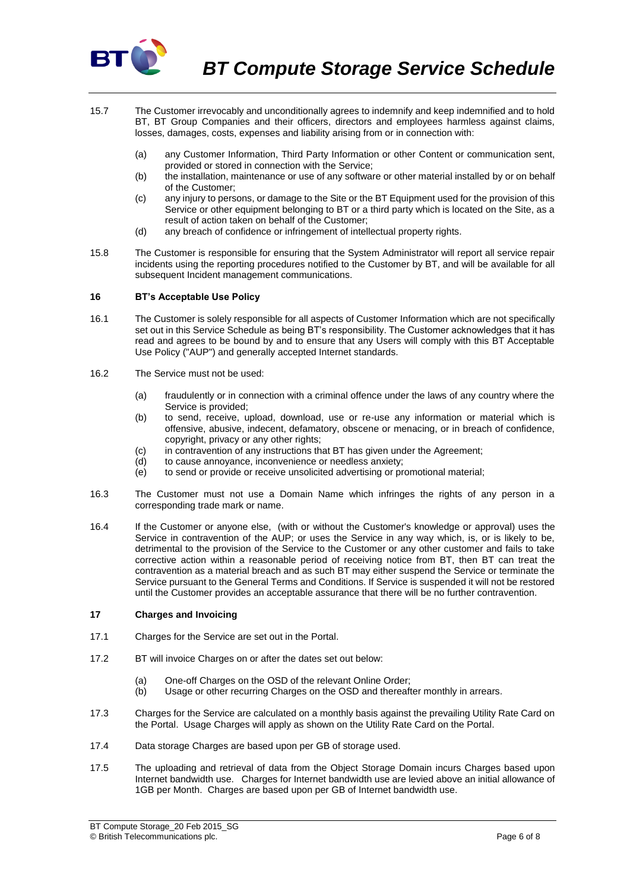15.7 The Customer irrevocably and unconditionally agrees to indemnify and keep indemnified and to hold BT, BT Group Companies and their officers, directors and employees harmless against claims, losses, damages, costs, expenses and liability arising from or in connection with:

- (a) any Customer Information, Third Party Information or other Content or communication sent, provided or stored in connection with the Service;
- (b) the installation, maintenance or use of any software or other material installed by or on behalf of the Customer;
- (c) any injury to persons, or damage to the Site or the BT Equipment used for the provision of this Service or other equipment belonging to BT or a third party which is located on the Site, as a result of action taken on behalf of the Customer;
- (d) any breach of confidence or infringement of intellectual property rights.

15.8 The Customer is responsible for ensuring that the System Administrator will report all service repair incidents using the reporting procedures notified to the Customer by BT, and will be available for all subsequent Incident management communications.

## 16 BT's Acceptable Use Policy

16.1 The Customer is solely responsible for all aspects of Customer Information which are not specifically set out in this Service Schedule as being BT's responsibility. The Customer acknowledges that it has read and agrees to be bound by and to ensure that any Users will comply with this BT Acceptable Use Policy ("AUP") and generally accepted Internet standards.

16.2 The Service must not be used:

- (a) fraudulently or in connection with a criminal offence under the laws of any country where the Service is provided;
- (b) to send, receive, upload, download, use or re-use any information or material which is offensive, abusive, indecent, defamatory, obscene or menacing, or in breach of confidence, copyright, privacy or any other rights;
- (c) in contravention of any instructions that BT has given under the Agreement;
- (d) to cause annoyance, inconvenience or needless anxiety;
- (e) to send or provide or receive unsolicited advertising or promotional material;

16.3 The Customer must not use a Domain Name which infringes the rights of any person in a corresponding trade mark or name.

16.4 If the Customer or anyone else, (with or without the Customer's knowledge or approval) uses the Service in contravention of the AUP; or uses the Service in any way which, is, or is likely to be, detrimental to the provision of the Service to the Customer or any other customer and fails to take corrective action within a reasonable period of receiving notice from BT, then BT can treat the contravention as a material breach and as such BT may either suspend the Service or terminate the Service pursuant to the General Terms and Conditions. If Service is suspended it will not be restored until the Customer provides an acceptable assurance that there will be no further contravention.

## 17 Charges and Invoicing

17.1 Charges for the Service are set out in the Portal.

17.2 BT will invoice Charges on or after the dates set out below:

- (a) One-off Charges on the OSD of the relevant Online Order;
- (b) Usage or other recurring Charges on the OSD and thereafter monthly in arrears.

17.3 Charges for the Service are calculated on a monthly basis against the prevailing Utility Rate Card on the Portal. Usage Charges will apply as shown on the Utility Rate Card on the Portal.

17.4 Data storage Charges are based upon per GB of storage used.

17.5 The uploading and retrieval of data from the Object Storage Domain incurs Charges based upon Internet bandwidth use. Charges for Internet bandwidth use are levied above an initial allowance of 1GB per Month. Charges are based upon per GB of Internet bandwidth use.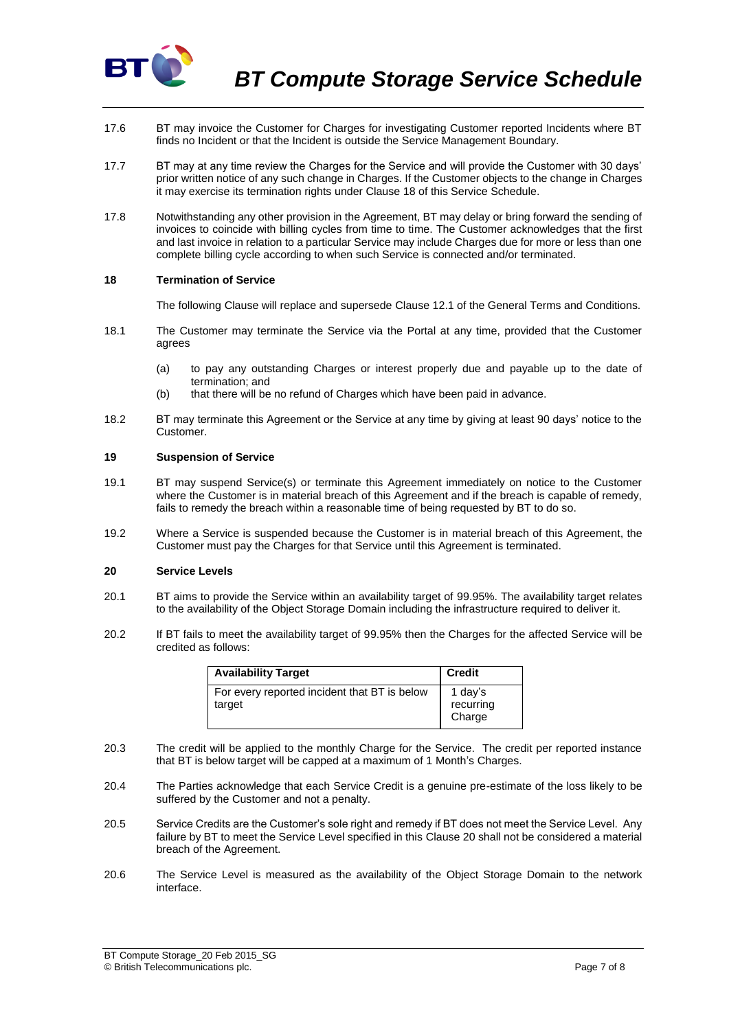17.6 BT may invoice the Customer for Charges for investigating Customer reported Incidents where BT finds no Incident or that the Incident is outside the Service Management Boundary.

17.7 BT may at any time review the Charges for the Service and will provide the Customer with 30 days' prior written notice of any such change in Charges. If the Customer objects to the change in Charges it may exercise its termination rights under Clause 18 of this Service Schedule.

17.8 Notwithstanding any other provision in the Agreement, BT may delay or bring forward the sending of invoices to coincide with billing cycles from time to time. The Customer acknowledges that the first and last invoice in relation to a particular Service may include Charges due for more or less than one complete billing cycle according to when such Service is connected and/or terminated.

## 18 Termination of Service

The following Clause will replace and supersede Clause 12.1 of the General Terms and Conditions.

18.1 The Customer may terminate the Service via the Portal at any time, provided that the Customer agrees

(a) to pay any outstanding Charges or interest properly due and payable up to the date of termination; and

(b) that there will be no refund of Charges which have been paid in advance.

18.2 BT may terminate this Agreement or the Service at any time by giving at least 90 days' notice to the Customer.

## 19 Suspension of Service

19.1 BT may suspend Service(s) or terminate this Agreement immediately on notice to the Customer where the Customer is in material breach of this Agreement and if the breach is capable of remedy, fails to remedy the breach within a reasonable time of being requested by BT to do so.

19.2 Where a Service is suspended because the Customer is in material breach of this Agreement, the Customer must pay the Charges for that Service until this Agreement is terminated.

## 20 Service Levels

20.1 BT aims to provide the Service within an availability target of 99.95%. The availability target relates to the availability of the Object Storage Domain including the infrastructure required to deliver it.

20.2 If BT fails to meet the availability target of 99.95% then the Charges for the affected Service will be credited as follows:

| Availability Target | Credit |
|---|---|
| For every reported incident that BT is below target | 1 day's recurring Charge |

20.3 The credit will be applied to the monthly Charge for the Service. The credit per reported instance that BT is below target will be capped at a maximum of 1 Month's Charges.

20.4 The Parties acknowledge that each Service Credit is a genuine pre-estimate of the loss likely to be suffered by the Customer and not a penalty.

20.5 Service Credits are the Customer's sole right and remedy if BT does not meet the Service Level. Any failure by BT to meet the Service Level specified in this Clause 20 shall not be considered a material breach of the Agreement.

20.6 The Service Level is measured as the availability of the Object Storage Domain to the network interface.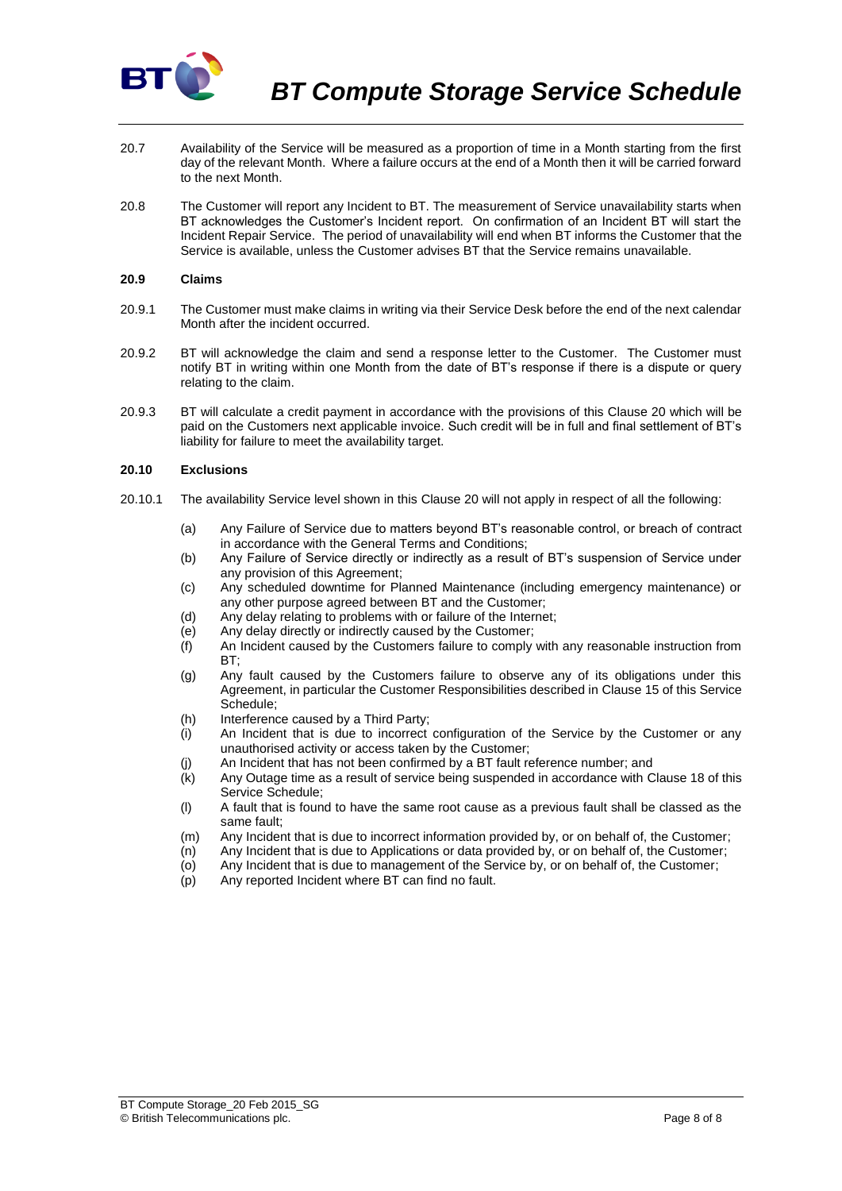20.7 Availability of the Service will be measured as a proportion of time in a Month starting from the first day of the relevant Month. Where a failure occurs at the end of a Month then it will be carried forward to the next Month.

20.8 The Customer will report any Incident to BT. The measurement of Service unavailability starts when BT acknowledges the Customer's Incident report. On confirmation of an Incident BT will start the Incident Repair Service. The period of unavailability will end when BT informs the Customer that the Service is available, unless the Customer advises BT that the Service remains unavailable.

**20.9 Claims**

20.9.1 The Customer must make claims in writing via their Service Desk before the end of the next calendar Month after the incident occurred.

20.9.2 BT will acknowledge the claim and send a response letter to the Customer. The Customer must notify BT in writing within one Month from the date of BT's response if there is a dispute or query relating to the claim.

20.9.3 BT will calculate a credit payment in accordance with the provisions of this Clause 20 which will be paid on the Customers next applicable invoice. Such credit will be in full and final settlement of BT's liability for failure to meet the availability target.

**20.10 Exclusions**

20.10.1 The availability Service level shown in this Clause 20 will not apply in respect of all the following:

(a) Any Failure of Service due to matters beyond BT's reasonable control, or breach of contract in accordance with the General Terms and Conditions;
(b) Any Failure of Service directly or indirectly as a result of BT's suspension of Service under any provision of this Agreement;
(c) Any scheduled downtime for Planned Maintenance (including emergency maintenance) or any other purpose agreed between BT and the Customer;
(d) Any delay relating to problems with or failure of the Internet;
(e) Any delay directly or indirectly caused by the Customer;
(f) An Incident caused by the Customers failure to comply with any reasonable instruction from BT;
(g) Any fault caused by the Customers failure to observe any of its obligations under this Agreement, in particular the Customer Responsibilities described in Clause 15 of this Service Schedule;
(h) Interference caused by a Third Party;
(i) An Incident that is due to incorrect configuration of the Service by the Customer or any unauthorised activity or access taken by the Customer;
(j) An Incident that has not been confirmed by a BT fault reference number; and
(k) Any Outage time as a result of service being suspended in accordance with Clause 18 of this Service Schedule;
(l) A fault that is found to have the same root cause as a previous fault shall be classed as the same fault;
(m) Any Incident that is due to incorrect information provided by, or on behalf of, the Customer;
(n) Any Incident that is due to Applications or data provided by, or on behalf of, the Customer;
(o) Any Incident that is due to management of the Service by, or on behalf of, the Customer;
(p) Any reported Incident where BT can find no fault.